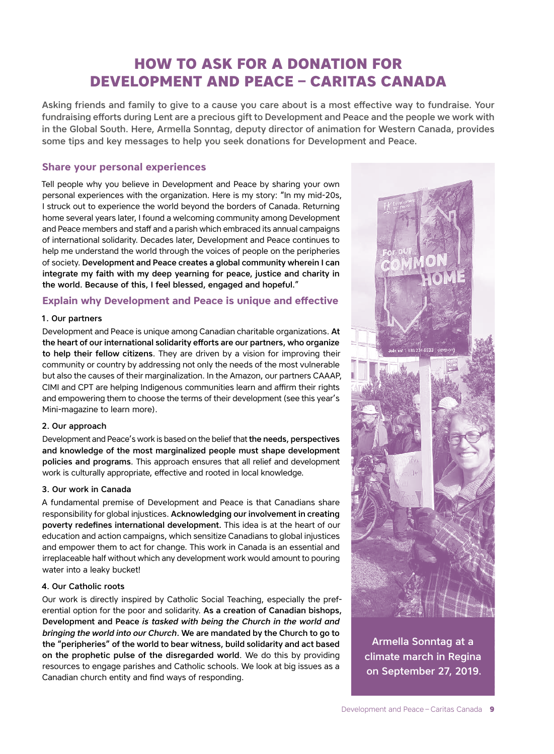# HOW TO ASK FOR A DONATION FOR DEVELOPMENT AND PEACE – CARITAS CANADA

**Asking friends and family to give to a cause you care about is a most effective way to fundraise. Your fundraising efforts during Lent are a precious gift to Development and Peace and the people we work with in the Global South. Here, Armella Sonntag, deputy director of animation for Western Canada, provides some tips and key messages to help you seek donations for Development and Peace.**

## Share your personal experiences

Tell people why you believe in Development and Peace by sharing your own personal experiences with the organization. Here is my story: "In my mid-20s, I struck out to experience the world beyond the borders of Canada. Returning home several years later, I found a welcoming community among Development and Peace members and staff and a parish which embraced its annual campaigns of international solidarity. Decades later, Development and Peace continues to help me understand the world through the voices of people on the peripheries of society. **Development and Peace creates a global community wherein I can integrate my faith with my deep yearning for peace, justice and charity in the world. Because of this, I feel blessed, engaged and hopeful.**"

## Explain why Development and Peace is unique and effective

### 1. Our partners

Development and Peace is unique among Canadian charitable organizations. **At the heart of our international solidarity efforts are our partners, who organize to help their fellow citizens**. They are driven by a vision for improving their community or country by addressing not only the needs of the most vulnerable but also the causes of their marginalization. In the Amazon, our partners CAAAP, CIMI and CPT are helping Indigenous communities learn and affirm their rights and empowering them to choose the terms of their development (see this year's Mini-magazine to learn more).

### 2. Our approach

Development and Peace's work is based on the belief that **the needs, perspectives and knowledge of the most marginalized people must shape development policies and programs**. This approach ensures that all relief and development work is culturally appropriate, effective and rooted in local knowledge.

### 3. Our work in Canada

A fundamental premise of Development and Peace is that Canadians share responsibility for global injustices. **Acknowledging our involvement in creating poverty redefines international development.** This idea is at the heart of our education and action campaigns, which sensitize Canadians to global injustices and empower them to act for change. This work in Canada is an essential and irreplaceable half without which any development work would amount to pouring water into a leaky bucket!

### 4. Our Catholic roots

Our work is directly inspired by Catholic Social Teaching, especially the preferential option for the poor and solidarity. **As a creation of Canadian bishops, Development and Peace *is tasked with being the Church in the world and bringing the world into our Church*. We are mandated by the Church to go to the "peripheries" of the world to bear witness, build solidarity and act based on the prophetic pulse of the disregarded world**. We do this by providing resources to engage parishes and Catholic schools. We look at big issues as a Canadian church entity and find ways of responding.

**Armella Sonntag at a climate march in Regina on September 27, 2019.**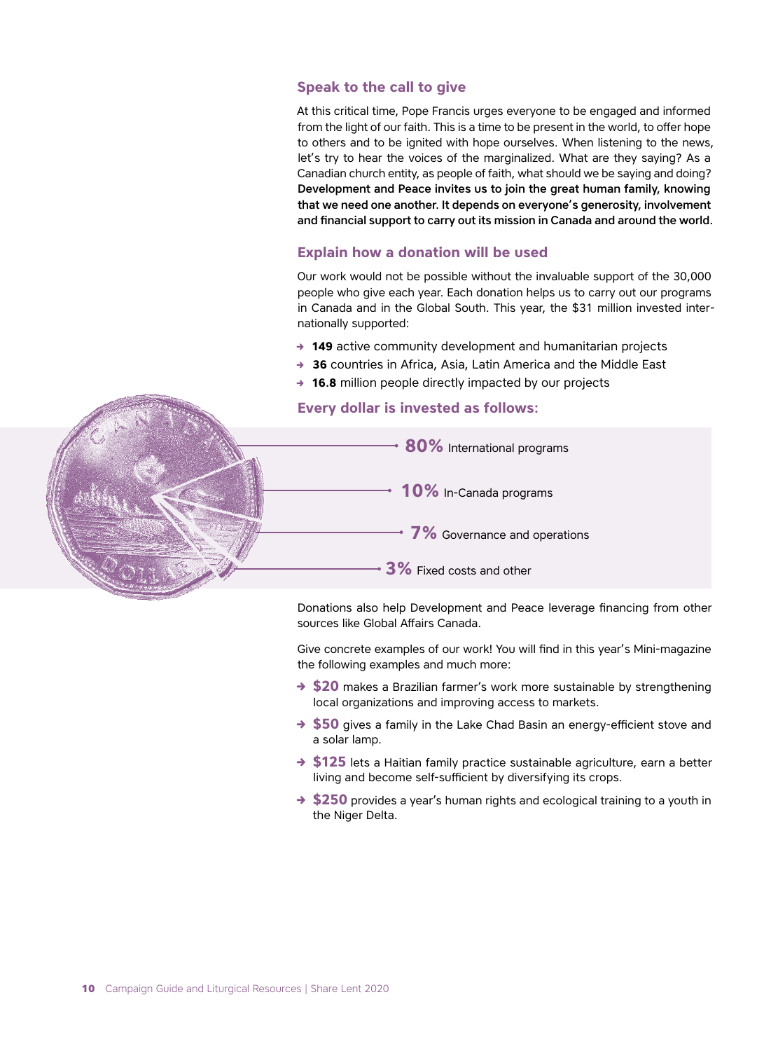## Speak to the call to give

At this critical time, Pope Francis urges everyone to be engaged and informed from the light of our faith. This is a time to be present in the world, to offer hope to others and to be ignited with hope ourselves. When listening to the news, let's try to hear the voices of the marginalized. What are they saying? As a Canadian church entity, as people of faith, what should we be saying and doing? **Development and Peace invites us to join the great human family, knowing that we need one another. It depends on everyone's generosity, involvement and financial support to carry out its mission in Canada and around the world.**

## Explain how a donation will be used

Our work would not be possible without the invaluable support of the 30,000 people who give each year. Each donation helps us to carry out our programs in Canada and in the Global South. This year, the $31 million invested internationally supported:

- **149** active community development and humanitarian projects
- **36** countries in Africa, Asia, Latin America and the Middle East
- **16.8** million people directly impacted by our projects

## Every dollar is invested as follows:

- **80%** International programs
- **10%** In-Canada programs
- **7%** Governance and operations
- **3%** Fixed costs and other

Donations also help Development and Peace leverage financing from other sources like Global Affairs Canada.

Give concrete examples of our work! You will find in this year's Mini-magazine the following examples and much more:

- **$20** makes a Brazilian farmer's work more sustainable by strengthening local organizations and improving access to markets.
- **$50** gives a family in the Lake Chad Basin an energy-efficient stove and a solar lamp.
- **$125** lets a Haitian family practice sustainable agriculture, earn a better living and become self-sufficient by diversifying its crops.
- **$250** provides a year's human rights and ecological training to a youth in the Niger Delta.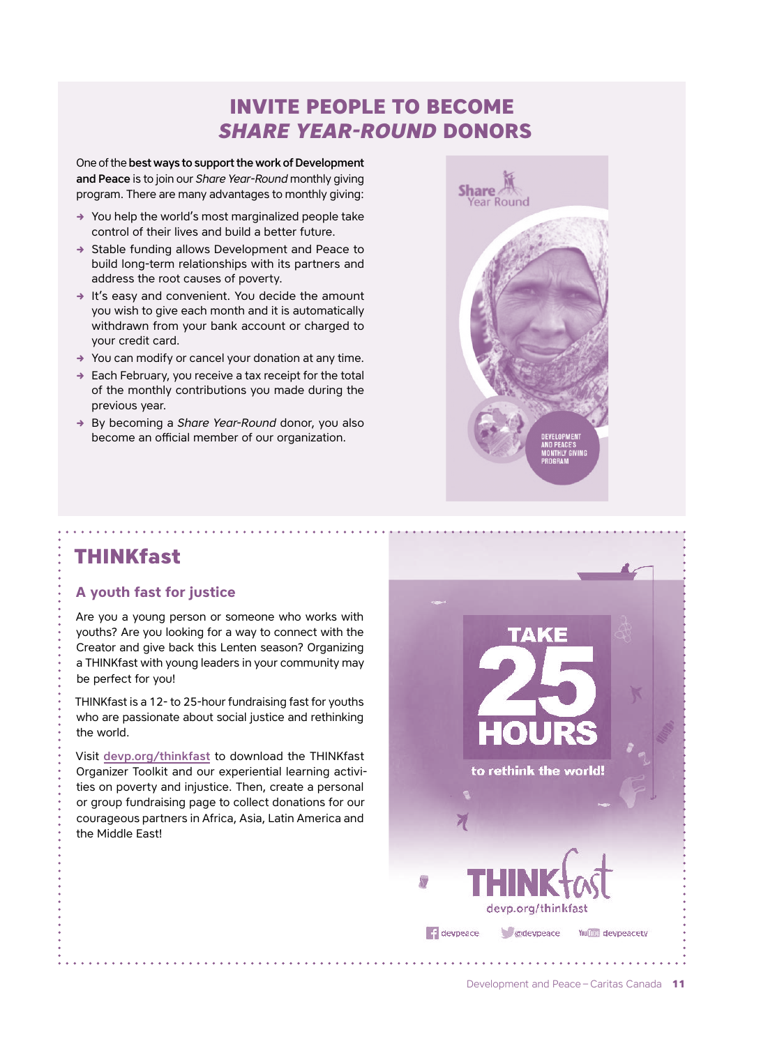# INVITE PEOPLE TO BECOME *SHARE YEAR-ROUND* DONORS

One of the **best ways to support the work of Development and Peace** is to join our *Share Year-Round* monthly giving program. There are many advantages to monthly giving:

- You help the world's most marginalized people take control of their lives and build a better future.
- Stable funding allows Development and Peace to build long-term relationships with its partners and address the root causes of poverty.
- It's easy and convenient. You decide the amount you wish to give each month and it is automatically withdrawn from your bank account or charged to your credit card.
- You can modify or cancel your donation at any time.
- Each February, you receive a tax receipt for the total of the monthly contributions you made during the previous year.
- By becoming a *Share Year-Round* donor, you also become an official member of our organization.

Share Year Round

DEVELOPMENT AND PEACE'S MONTHLY GIVING PROGRAM

## THINKfast

### A youth fast for justice

Are you a young person or someone who works with youths? Are you looking for a way to connect with the Creator and give back this Lenten season? Organizing a THINKfast with young leaders in your community may be perfect for you!

THINKfast is a 12- to 25-hour fundraising fast for youths who are passionate about social justice and rethinking the world.

Visit devp.org/thinkfast to download the THINKfast Organizer Toolkit and our experiential learning activities on poverty and injustice. Then, create a personal or group fundraising page to collect donations for our courageous partners in Africa, Asia, Latin America and the Middle East!

TAKE 25 HOURS to rethink the world!

THINKfast
devp.org/thinkfast

devpeace @devpeace devpeacetv